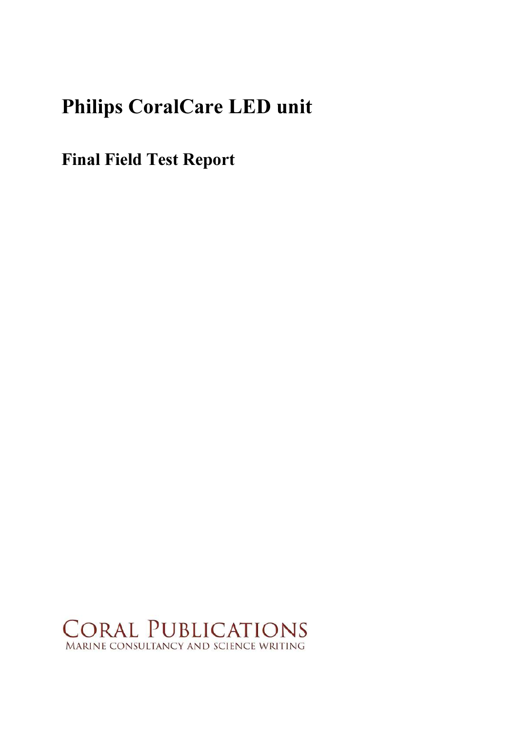# Philips CoralCare LED unit

## Final Field Test Report

CORAL PUBLICATIONS
MARINE CONSULTANCY AND SCIENCE WRITING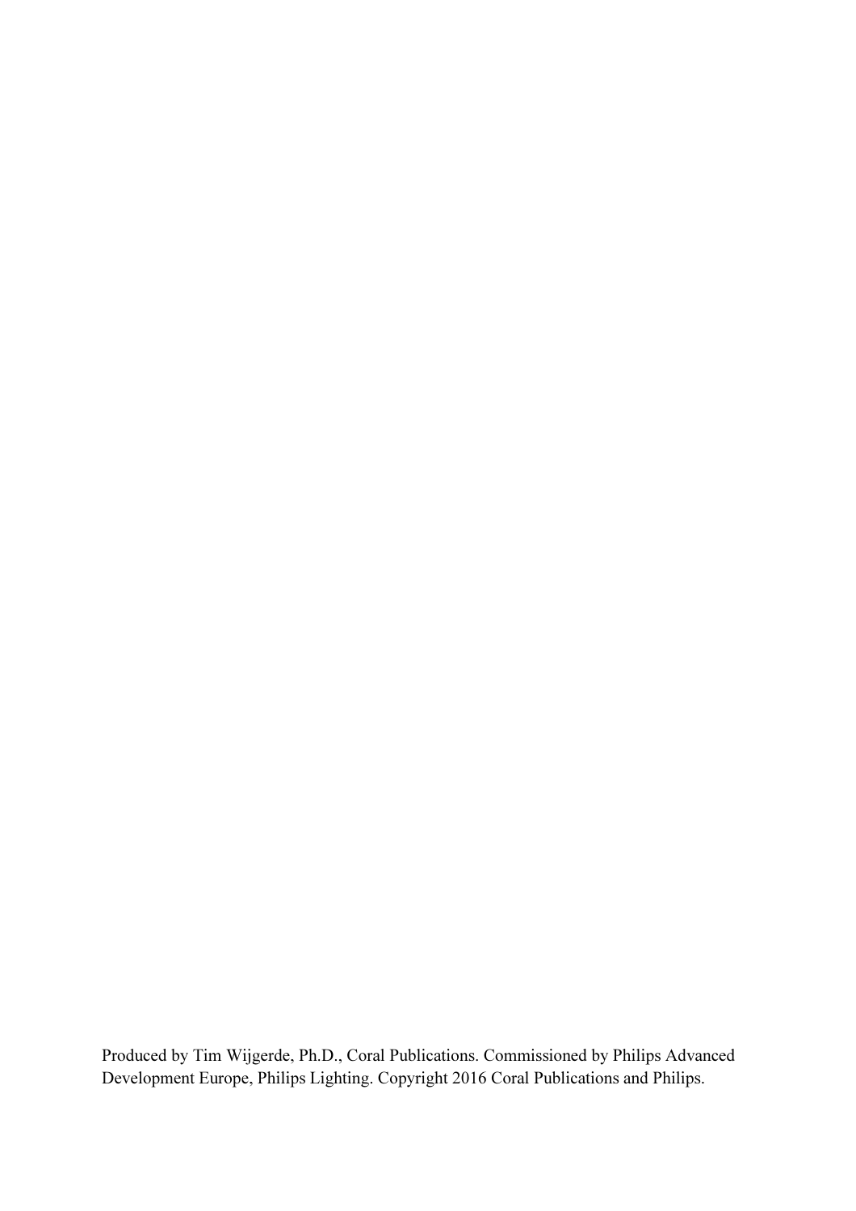Produced by Tim Wijgerde, Ph.D., Coral Publications. Commissioned by Philips Advanced Development Europe, Philips Lighting. Copyright 2016 Coral Publications and Philips.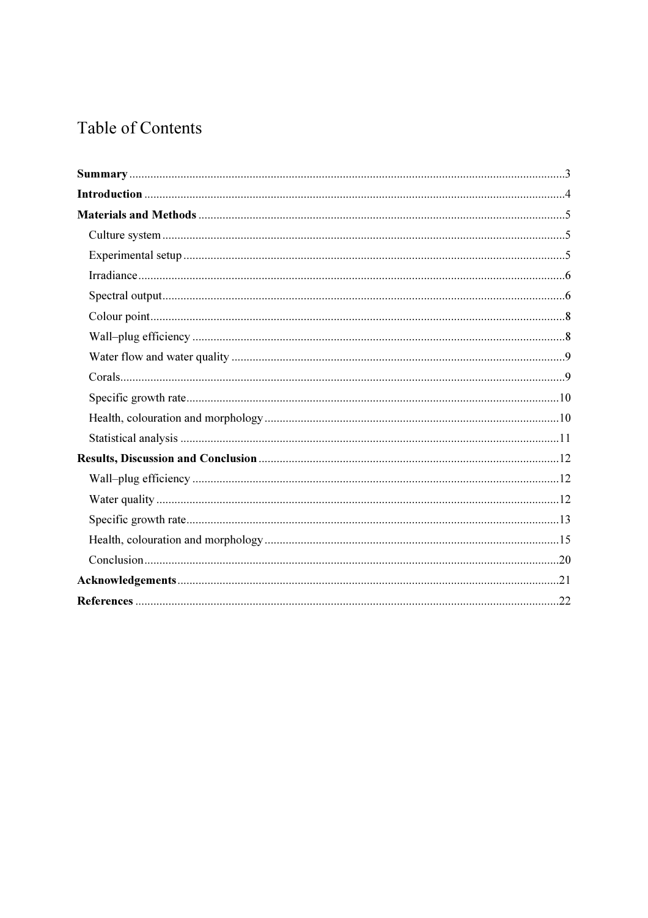# Table of Contents

**Summary** ...... 3

**Introduction** ...... 4

**Materials and Methods** ...... 5

- Culture system ...... 5
- Experimental setup ...... 5
- Irradiance ...... 6
- Spectral output ...... 6
- Colour point ...... 8
- Wall–plug efficiency ...... 8
- Water flow and water quality ...... 9
- Corals ...... 9
- Specific growth rate ...... 10
- Health, colouration and morphology ...... 10
- Statistical analysis ...... 11

**Results, Discussion and Conclusion** ...... 12

- Wall–plug efficiency ...... 12
- Water quality ...... 12
- Specific growth rate ...... 13
- Health, colouration and morphology ...... 15
- Conclusion ...... 20

**Acknowledgements** ...... 21

**References** ...... 22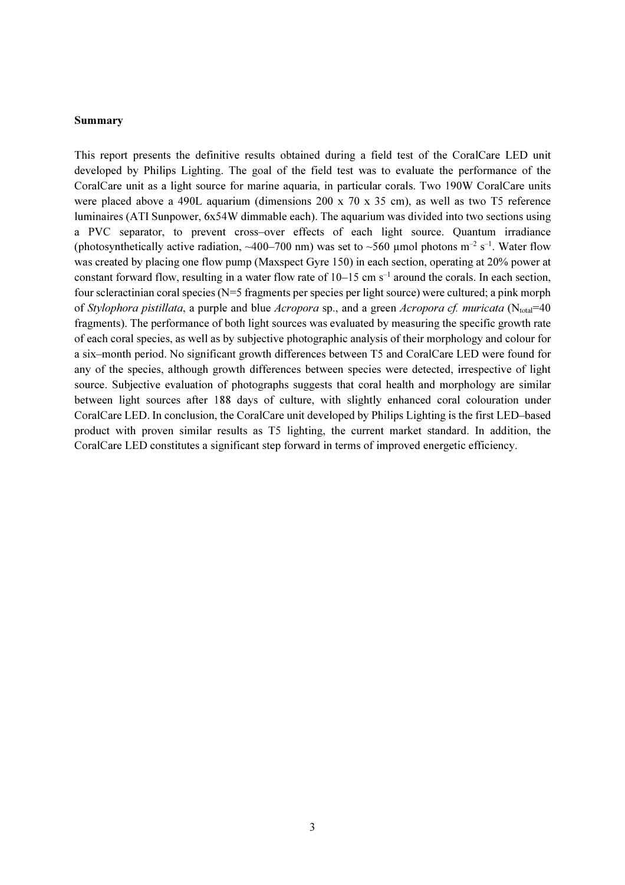**Summary**

This report presents the definitive results obtained during a field test of the CoralCare LED unit developed by Philips Lighting. The goal of the field test was to evaluate the performance of the CoralCare unit as a light source for marine aquaria, in particular corals. Two 190W CoralCare units were placed above a 490L aquarium (dimensions 200 x 70 x 35 cm), as well as two T5 reference luminaires (ATI Sunpower, 6x54W dimmable each). The aquarium was divided into two sections using a PVC separator, to prevent cross–over effects of each light source. Quantum irradiance (photosynthetically active radiation, ~400–700 nm) was set to ~560 µmol photons $m^{-2}$ $s^{-1}$. Water flow was created by placing one flow pump (Maxspect Gyre 150) in each section, operating at 20% power at constant forward flow, resulting in a water flow rate of 10–15 cm $s^{-1}$ around the corals. In each section, four scleractinian coral species (N=5 fragments per species per light source) were cultured; a pink morph of *Stylophora pistillata*, a purple and blue *Acropora* sp., and a green *Acropora cf. muricata* ($N_{total}$=40 fragments). The performance of both light sources was evaluated by measuring the specific growth rate of each coral species, as well as by subjective photographic analysis of their morphology and colour for a six–month period. No significant growth differences between T5 and CoralCare LED were found for any of the species, although growth differences between species were detected, irrespective of light source. Subjective evaluation of photographs suggests that coral health and morphology are similar between light sources after 188 days of culture, with slightly enhanced coral colouration under CoralCare LED. In conclusion, the CoralCare unit developed by Philips Lighting is the first LED–based product with proven similar results as T5 lighting, the current market standard. In addition, the CoralCare LED constitutes a significant step forward in terms of improved energetic efficiency.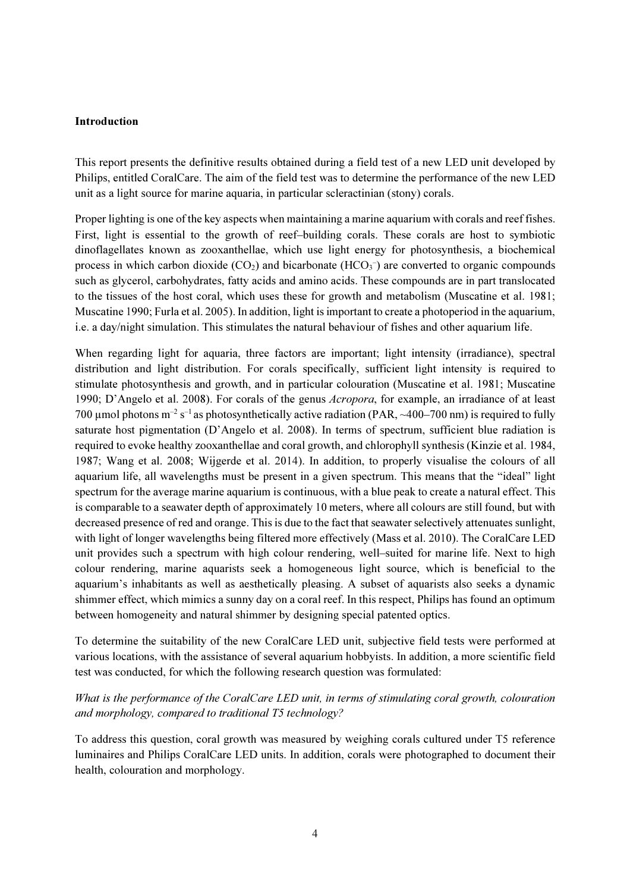**Introduction**

This report presents the definitive results obtained during a field test of a new LED unit developed by Philips, entitled CoralCare. The aim of the field test was to determine the performance of the new LED unit as a light source for marine aquaria, in particular scleractinian (stony) corals.

Proper lighting is one of the key aspects when maintaining a marine aquarium with corals and reef fishes. First, light is essential to the growth of reef–building corals. These corals are host to symbiotic dinoflagellates known as zooxanthellae, which use light energy for photosynthesis, a biochemical process in which carbon dioxide ($CO_2$) and bicarbonate ($HCO_3^-$) are converted to organic compounds such as glycerol, carbohydrates, fatty acids and amino acids. These compounds are in part translocated to the tissues of the host coral, which uses these for growth and metabolism (Muscatine et al. 1981; Muscatine 1990; Furla et al. 2005). In addition, light is important to create a photoperiod in the aquarium, i.e. a day/night simulation. This stimulates the natural behaviour of fishes and other aquarium life.

When regarding light for aquaria, three factors are important; light intensity (irradiance), spectral distribution and light distribution. For corals specifically, sufficient light intensity is required to stimulate photosynthesis and growth, and in particular colouration (Muscatine et al. 1981; Muscatine 1990; D'Angelo et al. 2008). For corals of the genus *Acropora*, for example, an irradiance of at least 700 µmol photons $m^{-2}$ $s^{-1}$ as photosynthetically active radiation (PAR, ~400–700 nm) is required to fully saturate host pigmentation (D'Angelo et al. 2008). In terms of spectrum, sufficient blue radiation is required to evoke healthy zooxanthellae and coral growth, and chlorophyll synthesis (Kinzie et al. 1984, 1987; Wang et al. 2008; Wijgerde et al. 2014). In addition, to properly visualise the colours of all aquarium life, all wavelengths must be present in a given spectrum. This means that the "ideal" light spectrum for the average marine aquarium is continuous, with a blue peak to create a natural effect. This is comparable to a seawater depth of approximately 10 meters, where all colours are still found, but with decreased presence of red and orange. This is due to the fact that seawater selectively attenuates sunlight, with light of longer wavelengths being filtered more effectively (Mass et al. 2010). The CoralCare LED unit provides such a spectrum with high colour rendering, well–suited for marine life. Next to high colour rendering, marine aquarists seek a homogeneous light source, which is beneficial to the aquarium's inhabitants as well as aesthetically pleasing. A subset of aquarists also seeks a dynamic shimmer effect, which mimics a sunny day on a coral reef. In this respect, Philips has found an optimum between homogeneity and natural shimmer by designing special patented optics.

To determine the suitability of the new CoralCare LED unit, subjective field tests were performed at various locations, with the assistance of several aquarium hobbyists. In addition, a more scientific field test was conducted, for which the following research question was formulated:

*What is the performance of the CoralCare LED unit, in terms of stimulating coral growth, colouration and morphology, compared to traditional T5 technology?*

To address this question, coral growth was measured by weighing corals cultured under T5 reference luminaires and Philips CoralCare LED units. In addition, corals were photographed to document their health, colouration and morphology.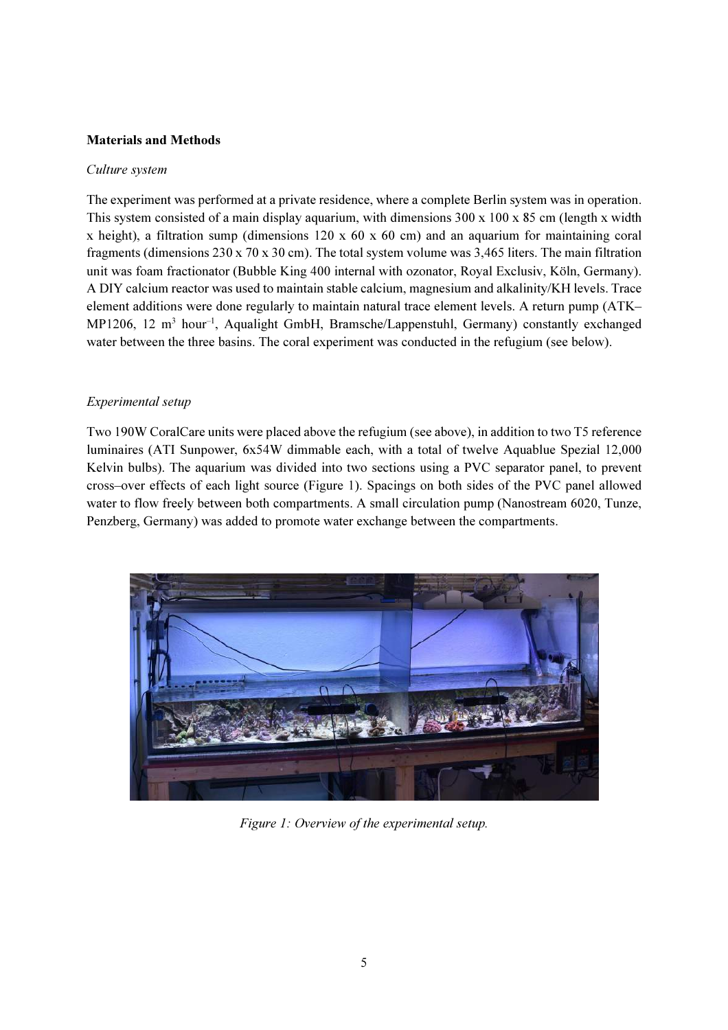**Materials and Methods**

*Culture system*

The experiment was performed at a private residence, where a complete Berlin system was in operation. This system consisted of a main display aquarium, with dimensions 300 x 100 x 85 cm (length x width x height), a filtration sump (dimensions 120 x 60 x 60 cm) and an aquarium for maintaining coral fragments (dimensions 230 x 70 x 30 cm). The total system volume was 3,465 liters. The main filtration unit was foam fractionator (Bubble King 400 internal with ozonator, Royal Exclusiv, Köln, Germany). A DIY calcium reactor was used to maintain stable calcium, magnesium and alkalinity/KH levels. Trace element additions were done regularly to maintain natural trace element levels. A return pump (ATK–MP1206, 12 $m^3$ $hour^{-1}$, Aqualight GmbH, Bramsche/Lappenstuhl, Germany) constantly exchanged water between the three basins. The coral experiment was conducted in the refugium (see below).

*Experimental setup*

Two 190W CoralCare units were placed above the refugium (see above), in addition to two T5 reference luminaires (ATI Sunpower, 6x54W dimmable each, with a total of twelve Aquablue Spezial 12,000 Kelvin bulbs). The aquarium was divided into two sections using a PVC separator panel, to prevent cross–over effects of each light source (Figure 1). Spacings on both sides of the PVC panel allowed water to flow freely between both compartments. A small circulation pump (Nanostream 6020, Tunze, Penzberg, Germany) was added to promote water exchange between the compartments.

*Figure 1: Overview of the experimental setup.*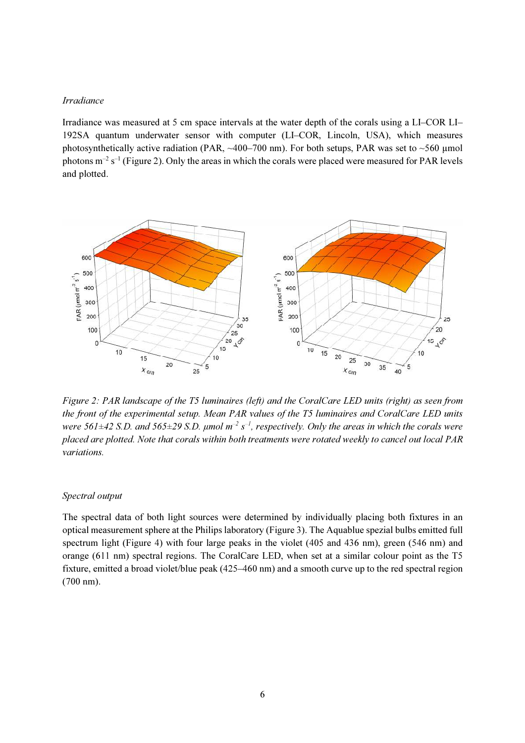*Irradiance*

Irradiance was measured at 5 cm space intervals at the water depth of the corals using a LI–COR LI–192SA quantum underwater sensor with computer (LI–COR, Lincoln, USA), which measures photosynthetically active radiation (PAR, ~400–700 nm). For both setups, PAR was set to ~560 µmol photons $m^{-2}$ $s^{-1}$ (Figure 2). Only the areas in which the corals were placed were measured for PAR levels and plotted.

*Figure 2: PAR landscape of the T5 luminaires (left) and the CoralCare LED units (right) as seen from the front of the experimental setup. Mean PAR values of the T5 luminaires and CoralCare LED units were 561±42 S.D. and 565±29 S.D. µmol $m^{-2}$ $s^{-1}$, respectively. Only the areas in which the corals were placed are plotted. Note that corals within both treatments were rotated weekly to cancel out local PAR variations.*

*Spectral output*

The spectral data of both light sources were determined by individually placing both fixtures in an optical measurement sphere at the Philips laboratory (Figure 3). The Aquablue spezial bulbs emitted full spectrum light (Figure 4) with four large peaks in the violet (405 and 436 nm), green (546 nm) and orange (611 nm) spectral regions. The CoralCare LED, when set at a similar colour point as the T5 fixture, emitted a broad violet/blue peak (425–460 nm) and a smooth curve up to the red spectral region (700 nm).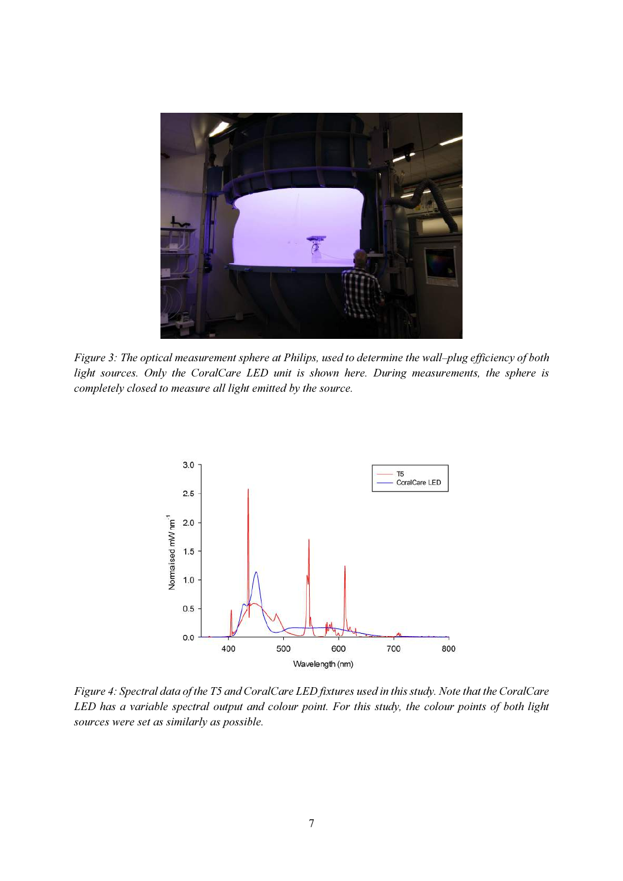*Figure 3: The optical measurement sphere at Philips, used to determine the wall–plug efficiency of both light sources. Only the CoralCare LED unit is shown here. During measurements, the sphere is completely closed to measure all light emitted by the source.*

*Figure 4: Spectral data of the T5 and CoralCare LED fixtures used in this study. Note that the CoralCare LED has a variable spectral output and colour point. For this study, the colour points of both light sources were set as similarly as possible.*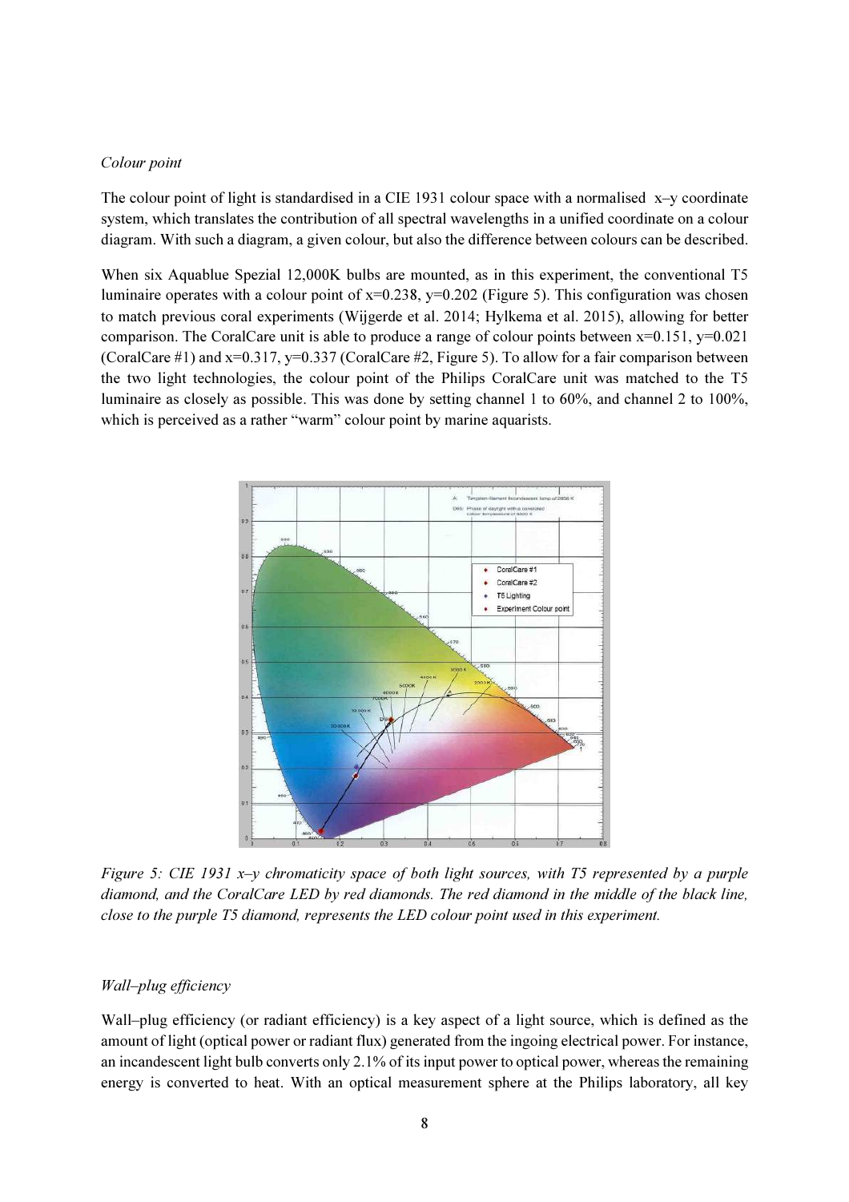*Colour point*

The colour point of light is standardised in a CIE 1931 colour space with a normalised x–y coordinate system, which translates the contribution of all spectral wavelengths in a unified coordinate on a colour diagram. With such a diagram, a given colour, but also the difference between colours can be described.

When six Aquablue Spezial 12,000K bulbs are mounted, as in this experiment, the conventional T5 luminaire operates with a colour point of x=0.238, y=0.202 (Figure 5). This configuration was chosen to match previous coral experiments (Wijgerde et al. 2014; Hylkema et al. 2015), allowing for better comparison. The CoralCare unit is able to produce a range of colour points between x=0.151, y=0.021 (CoralCare #1) and x=0.317, y=0.337 (CoralCare #2, Figure 5). To allow for a fair comparison between the two light technologies, the colour point of the Philips CoralCare unit was matched to the T5 luminaire as closely as possible. This was done by setting channel 1 to 60%, and channel 2 to 100%, which is perceived as a rather "warm" colour point by marine aquarists.

*Figure 5: CIE 1931 x–y chromaticity space of both light sources, with T5 represented by a purple diamond, and the CoralCare LED by red diamonds. The red diamond in the middle of the black line, close to the purple T5 diamond, represents the LED colour point used in this experiment.*

*Wall–plug efficiency*

Wall–plug efficiency (or radiant efficiency) is a key aspect of a light source, which is defined as the amount of light (optical power or radiant flux) generated from the ingoing electrical power. For instance, an incandescent light bulb converts only 2.1% of its input power to optical power, whereas the remaining energy is converted to heat. With an optical measurement sphere at the Philips laboratory, all key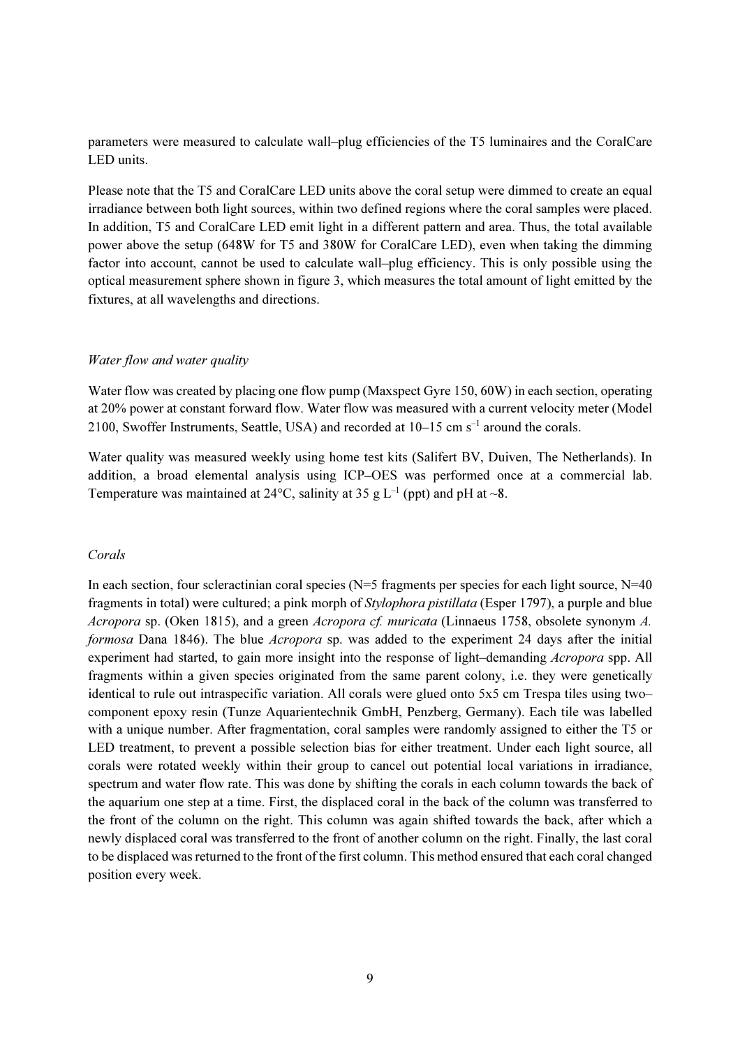parameters were measured to calculate wall–plug efficiencies of the T5 luminaires and the CoralCare LED units.

Please note that the T5 and CoralCare LED units above the coral setup were dimmed to create an equal irradiance between both light sources, within two defined regions where the coral samples were placed. In addition, T5 and CoralCare LED emit light in a different pattern and area. Thus, the total available power above the setup (648W for T5 and 380W for CoralCare LED), even when taking the dimming factor into account, cannot be used to calculate wall–plug efficiency. This is only possible using the optical measurement sphere shown in figure 3, which measures the total amount of light emitted by the fixtures, at all wavelengths and directions.

### *Water flow and water quality*

Water flow was created by placing one flow pump (Maxspect Gyre 150, 60W) in each section, operating at 20% power at constant forward flow. Water flow was measured with a current velocity meter (Model 2100, Swoffer Instruments, Seattle, USA) and recorded at 10–15 cm $s^{-1}$ around the corals.

Water quality was measured weekly using home test kits (Salifert BV, Duiven, The Netherlands). In addition, a broad elemental analysis using ICP–OES was performed once at a commercial lab. Temperature was maintained at 24°C, salinity at 35 g $L^{-1}$ (ppt) and pH at ~8.

### *Corals*

In each section, four scleractinian coral species (N=5 fragments per species for each light source, N=40 fragments in total) were cultured; a pink morph of *Stylophora pistillata* (Esper 1797), a purple and blue *Acropora* sp. (Oken 1815), and a green *Acropora cf. muricata* (Linnaeus 1758, obsolete synonym *A. formosa* Dana 1846). The blue *Acropora* sp. was added to the experiment 24 days after the initial experiment had started, to gain more insight into the response of light–demanding *Acropora* spp. All fragments within a given species originated from the same parent colony, i.e. they were genetically identical to rule out intraspecific variation. All corals were glued onto 5x5 cm Trespa tiles using two–component epoxy resin (Tunze Aquarientechnik GmbH, Penzberg, Germany). Each tile was labelled with a unique number. After fragmentation, coral samples were randomly assigned to either the T5 or LED treatment, to prevent a possible selection bias for either treatment. Under each light source, all corals were rotated weekly within their group to cancel out potential local variations in irradiance, spectrum and water flow rate. This was done by shifting the corals in each column towards the back of the aquarium one step at a time. First, the displaced coral in the back of the column was transferred to the front of the column on the right. This column was again shifted towards the back, after which a newly displaced coral was transferred to the front of another column on the right. Finally, the last coral to be displaced was returned to the front of the first column. This method ensured that each coral changed position every week.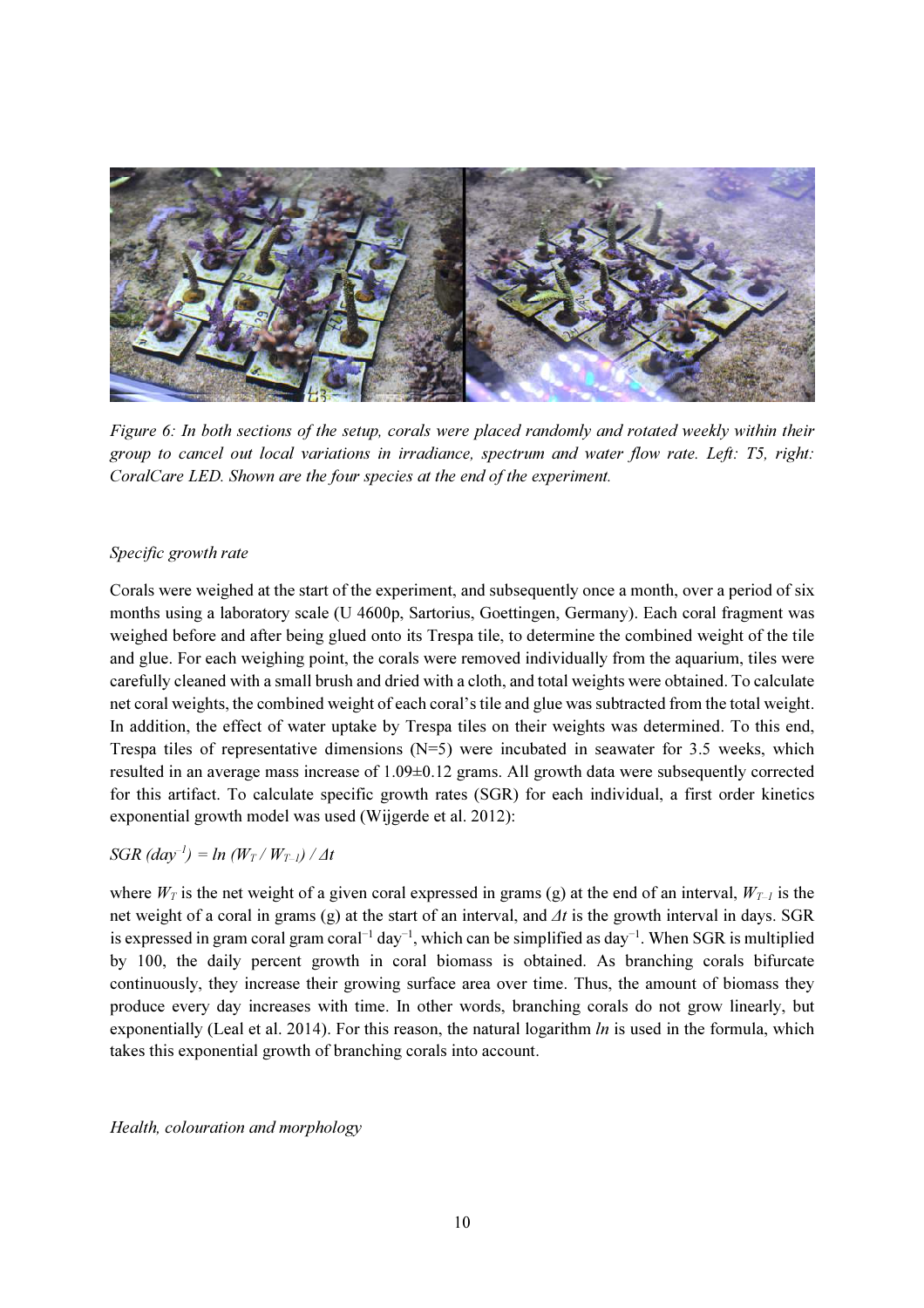*Figure 6: In both sections of the setup, corals were placed randomly and rotated weekly within their group to cancel out local variations in irradiance, spectrum and water flow rate. Left: T5, right: CoralCare LED. Shown are the four species at the end of the experiment.*

*Specific growth rate*

Corals were weighed at the start of the experiment, and subsequently once a month, over a period of six months using a laboratory scale (U 4600p, Sartorius, Goettingen, Germany). Each coral fragment was weighed before and after being glued onto its Trespa tile, to determine the combined weight of the tile and glue. For each weighing point, the corals were removed individually from the aquarium, tiles were carefully cleaned with a small brush and dried with a cloth, and total weights were obtained. To calculate net coral weights, the combined weight of each coral's tile and glue was subtracted from the total weight. In addition, the effect of water uptake by Trespa tiles on their weights was determined. To this end, Trespa tiles of representative dimensions (N=5) were incubated in seawater for 3.5 weeks, which resulted in an average mass increase of 1.09±0.12 grams. All growth data were subsequently corrected for this artifact. To calculate specific growth rates (SGR) for each individual, a first order kinetics exponential growth model was used (Wijgerde et al. 2012):

$$SGR\ (day^{-1}) = \ln\ (W_T / W_{T-1}) / \Delta t$$

where $W_T$ is the net weight of a given coral expressed in grams (g) at the end of an interval, $W_{T-1}$ is the net weight of a coral in grams (g) at the start of an interval, and $\Delta t$ is the growth interval in days. SGR is expressed in gram coral gram coral$^{-1}$ day$^{-1}$, which can be simplified as day$^{-1}$. When SGR is multiplied by 100, the daily percent growth in coral biomass is obtained. As branching corals bifurcate continuously, they increase their growing surface area over time. Thus, the amount of biomass they produce every day increases with time. In other words, branching corals do not grow linearly, but exponentially (Leal et al. 2014). For this reason, the natural logarithm *ln* is used in the formula, which takes this exponential growth of branching corals into account.

*Health, colouration and morphology*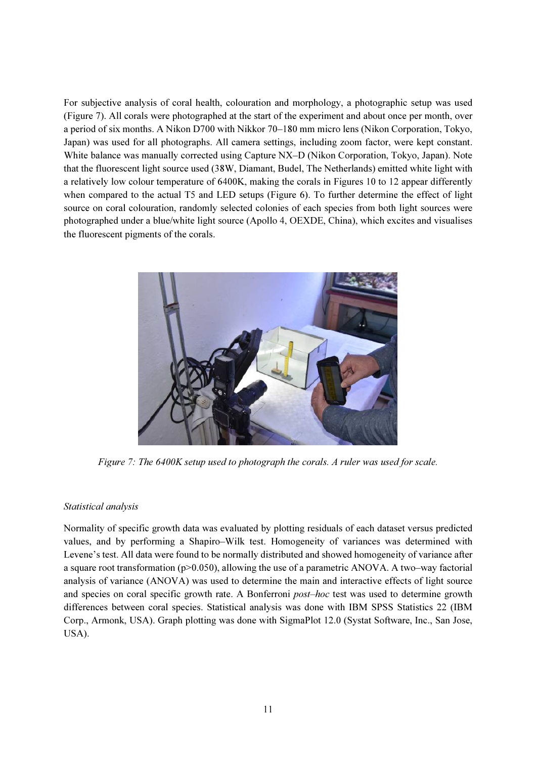For subjective analysis of coral health, colouration and morphology, a photographic setup was used (Figure 7). All corals were photographed at the start of the experiment and about once per month, over a period of six months. A Nikon D700 with Nikkor 70–180 mm micro lens (Nikon Corporation, Tokyo, Japan) was used for all photographs. All camera settings, including zoom factor, were kept constant. White balance was manually corrected using Capture NX–D (Nikon Corporation, Tokyo, Japan). Note that the fluorescent light source used (38W, Diamant, Budel, The Netherlands) emitted white light with a relatively low colour temperature of 6400K, making the corals in Figures 10 to 12 appear differently when compared to the actual T5 and LED setups (Figure 6). To further determine the effect of light source on coral colouration, randomly selected colonies of each species from both light sources were photographed under a blue/white light source (Apollo 4, OEXDE, China), which excites and visualises the fluorescent pigments of the corals.

*Figure 7: The 6400K setup used to photograph the corals. A ruler was used for scale.*

*Statistical analysis*

Normality of specific growth data was evaluated by plotting residuals of each dataset versus predicted values, and by performing a Shapiro–Wilk test. Homogeneity of variances was determined with Levene's test. All data were found to be normally distributed and showed homogeneity of variance after a square root transformation ($p>0.050$), allowing the use of a parametric ANOVA. A two–way factorial analysis of variance (ANOVA) was used to determine the main and interactive effects of light source and species on coral specific growth rate. A Bonferroni *post–hoc* test was used to determine growth differences between coral species. Statistical analysis was done with IBM SPSS Statistics 22 (IBM Corp., Armonk, USA). Graph plotting was done with SigmaPlot 12.0 (Systat Software, Inc., San Jose, USA).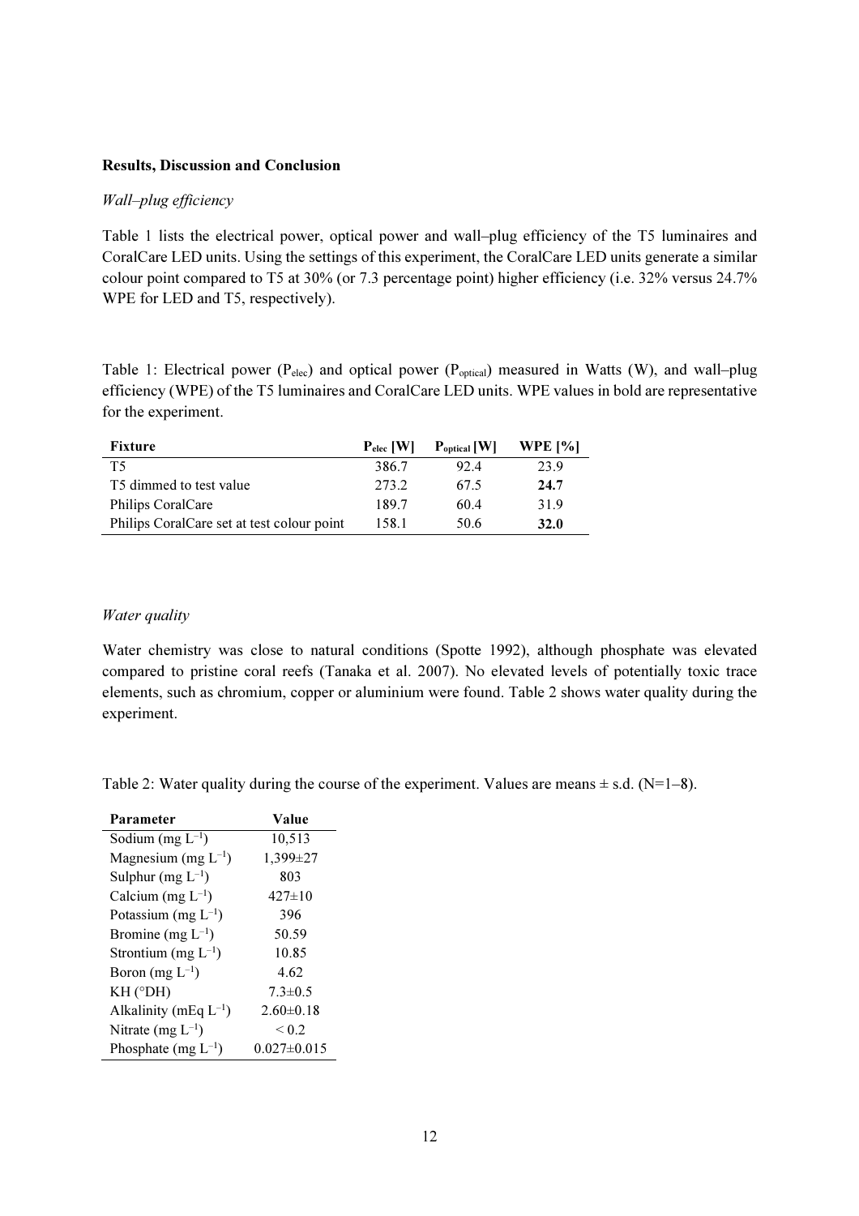**Results, Discussion and Conclusion**

*Wall–plug efficiency*

Table 1 lists the electrical power, optical power and wall–plug efficiency of the T5 luminaires and CoralCare LED units. Using the settings of this experiment, the CoralCare LED units generate a similar colour point compared to T5 at 30% (or 7.3 percentage point) higher efficiency (i.e. 32% versus 24.7% WPE for LED and T5, respectively).

Table 1: Electrical power ($P_{elec}$) and optical power ($P_{optical}$) measured in Watts (W), and wall–plug efficiency (WPE) of the T5 luminaires and CoralCare LED units. WPE values in bold are representative for the experiment.

| Fixture | $P_{elec}$ [W] | $P_{optical}$ [W] | WPE [%] |
|---|---|---|---|
| T5 | 386.7 | 92.4 | 23.9 |
| T5 dimmed to test value | 273.2 | 67.5 | **24.7** |
| Philips CoralCare | 189.7 | 60.4 | 31.9 |
| Philips CoralCare set at test colour point | 158.1 | 50.6 | **32.0** |

*Water quality*

Water chemistry was close to natural conditions (Spotte 1992), although phosphate was elevated compared to pristine coral reefs (Tanaka et al. 2007). No elevated levels of potentially toxic trace elements, such as chromium, copper or aluminium were found. Table 2 shows water quality during the experiment.

Table 2: Water quality during the course of the experiment. Values are means ± s.d. (N=1–8).

| Parameter | Value |
|---|---|
| Sodium (mg $L^{-1}$) | 10,513 |
| Magnesium (mg $L^{-1}$) | 1,399±27 |
| Sulphur (mg $L^{-1}$) | 803 |
| Calcium (mg $L^{-1}$) | 427±10 |
| Potassium (mg $L^{-1}$) | 396 |
| Bromine (mg $L^{-1}$) | 50.59 |
| Strontium (mg $L^{-1}$) | 10.85 |
| Boron (mg $L^{-1}$) | 4.62 |
| KH (°DH) | 7.3±0.5 |
| Alkalinity (mEq $L^{-1}$) | 2.60±0.18 |
| Nitrate (mg $L^{-1}$) | < 0.2 |
| Phosphate (mg $L^{-1}$) | 0.027±0.015 |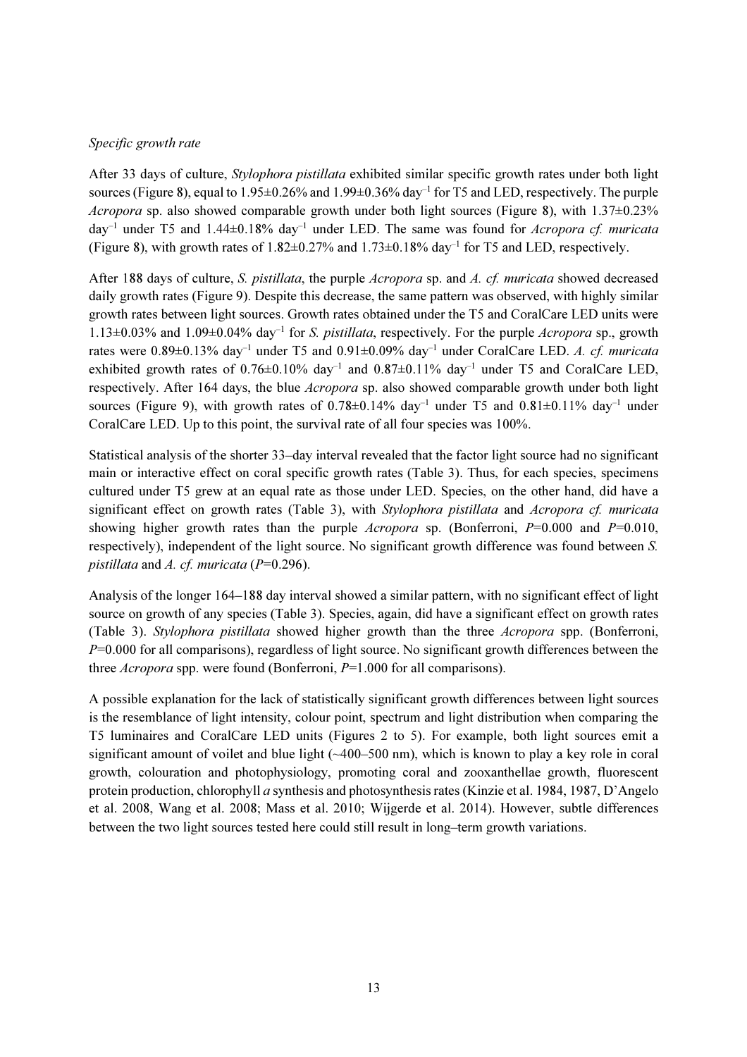*Specific growth rate*

After 33 days of culture, *Stylophora pistillata* exhibited similar specific growth rates under both light sources (Figure 8), equal to 1.95±0.26% and 1.99±0.36% day$^{-1}$ for T5 and LED, respectively. The purple *Acropora* sp. also showed comparable growth under both light sources (Figure 8), with 1.37±0.23% day$^{-1}$ under T5 and 1.44±0.18% day$^{-1}$ under LED. The same was found for *Acropora cf. muricata* (Figure 8), with growth rates of 1.82±0.27% and 1.73±0.18% day$^{-1}$ for T5 and LED, respectively.

After 188 days of culture, *S. pistillata*, the purple *Acropora* sp. and *A. cf. muricata* showed decreased daily growth rates (Figure 9). Despite this decrease, the same pattern was observed, with highly similar growth rates between light sources. Growth rates obtained under the T5 and CoralCare LED units were 1.13±0.03% and 1.09±0.04% day$^{-1}$ for *S. pistillata*, respectively. For the purple *Acropora* sp., growth rates were 0.89±0.13% day$^{-1}$ under T5 and 0.91±0.09% day$^{-1}$ under CoralCare LED. *A. cf. muricata* exhibited growth rates of 0.76±0.10% day$^{-1}$ and 0.87±0.11% day$^{-1}$ under T5 and CoralCare LED, respectively. After 164 days, the blue *Acropora* sp. also showed comparable growth under both light sources (Figure 9), with growth rates of 0.78±0.14% day$^{-1}$ under T5 and 0.81±0.11% day$^{-1}$ under CoralCare LED. Up to this point, the survival rate of all four species was 100%.

Statistical analysis of the shorter 33–day interval revealed that the factor light source had no significant main or interactive effect on coral specific growth rates (Table 3). Thus, for each species, specimens cultured under T5 grew at an equal rate as those under LED. Species, on the other hand, did have a significant effect on growth rates (Table 3), with *Stylophora pistillata* and *Acropora cf. muricata* showing higher growth rates than the purple *Acropora* sp. (Bonferroni, $P$=0.000 and $P$=0.010, respectively), independent of the light source. No significant growth difference was found between *S. pistillata* and *A. cf. muricata* ($P$=0.296).

Analysis of the longer 164–188 day interval showed a similar pattern, with no significant effect of light source on growth of any species (Table 3). Species, again, did have a significant effect on growth rates (Table 3). *Stylophora pistillata* showed higher growth than the three *Acropora* spp. (Bonferroni, $P$=0.000 for all comparisons), regardless of light source. No significant growth differences between the three *Acropora* spp. were found (Bonferroni, $P$=1.000 for all comparisons).

A possible explanation for the lack of statistically significant growth differences between light sources is the resemblance of light intensity, colour point, spectrum and light distribution when comparing the T5 luminaires and CoralCare LED units (Figures 2 to 5). For example, both light sources emit a significant amount of voilet and blue light (~400–500 nm), which is known to play a key role in coral growth, colouration and photophysiology, promoting coral and zooxanthellae growth, fluorescent protein production, chlorophyll *a* synthesis and photosynthesis rates (Kinzie et al. 1984, 1987, D'Angelo et al. 2008, Wang et al. 2008; Mass et al. 2010; Wijgerde et al. 2014). However, subtle differences between the two light sources tested here could still result in long–term growth variations.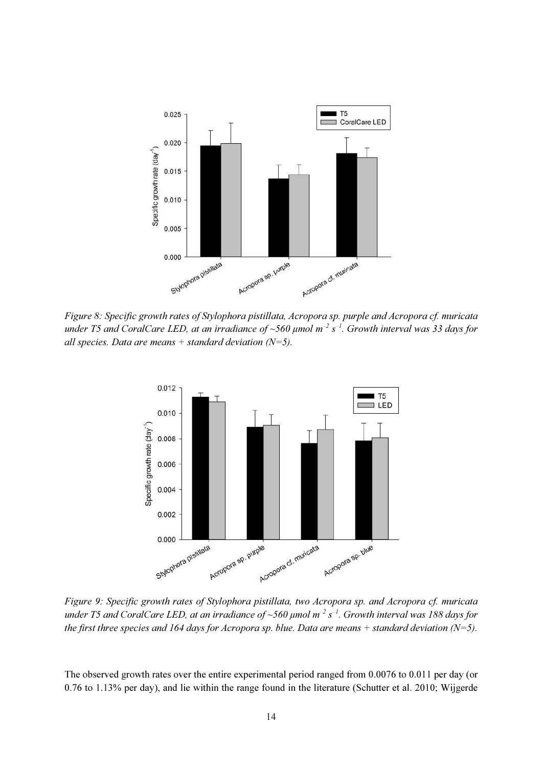*Figure 8: Specific growth rates of Stylophora pistillata, Acropora sp. purple and Acropora cf. muricata under T5 and CoralCare LED, at an irradiance of ~560 µmol m$^{-2}$ s$^{-1}$. Growth interval was 33 days for all species. Data are means + standard deviation (N=5).*

*Figure 9: Specific growth rates of Stylophora pistillata, two Acropora sp. and Acropora cf. muricata under T5 and CoralCare LED, at an irradiance of ~560 µmol m$^{-2}$ s$^{-1}$. Growth interval was 188 days for the first three species and 164 days for Acropora sp. blue. Data are means + standard deviation (N=5).*

The observed growth rates over the entire experimental period ranged from 0.0076 to 0.011 per day (or 0.76 to 1.13% per day), and lie within the range found in the literature (Schutter et al. 2010; Wijgerde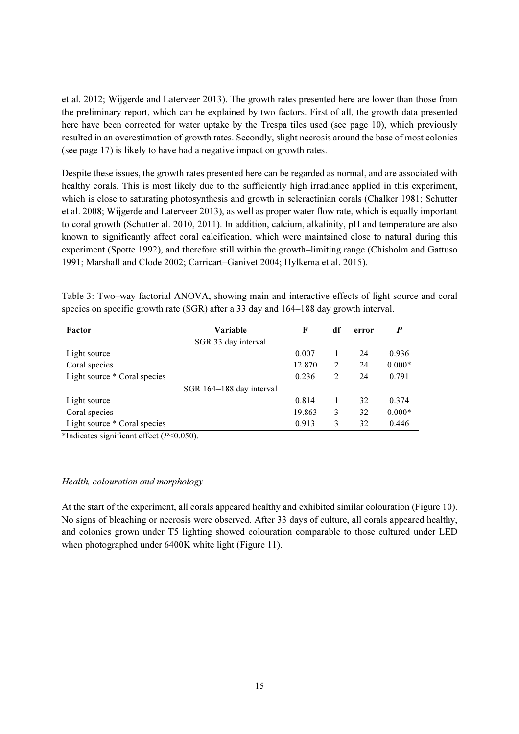et al. 2012; Wijgerde and Laterveer 2013). The growth rates presented here are lower than those from the preliminary report, which can be explained by two factors. First of all, the growth data presented here have been corrected for water uptake by the Trespa tiles used (see page 10), which previously resulted in an overestimation of growth rates. Secondly, slight necrosis around the base of most colonies (see page 17) is likely to have had a negative impact on growth rates.

Despite these issues, the growth rates presented here can be regarded as normal, and are associated with healthy corals. This is most likely due to the sufficiently high irradiance applied in this experiment, which is close to saturating photosynthesis and growth in scleractinian corals (Chalker 1981; Schutter et al. 2008; Wijgerde and Laterveer 2013), as well as proper water flow rate, which is equally important to coral growth (Schutter al. 2010, 2011). In addition, calcium, alkalinity, pH and temperature are also known to significantly affect coral calcification, which were maintained close to natural during this experiment (Spotte 1992), and therefore still within the growth–limiting range (Chisholm and Gattuso 1991; Marshall and Clode 2002; Carricart–Ganivet 2004; Hylkema et al. 2015).

Table 3: Two–way factorial ANOVA, showing main and interactive effects of light source and coral species on specific growth rate (SGR) after a 33 day and 164–188 day growth interval.

| Factor | Variable | F | df | error | *P* |
|---|---|---|---|---|---|
| | SGR 33 day interval | | | | |
| Light source | | 0.007 | 1 | 24 | 0.936 |
| Coral species | | 12.870 | 2 | 24 | 0.000* |
| Light source * Coral species | | 0.236 | 2 | 24 | 0.791 |
| | SGR 164–188 day interval | | | | |
| Light source | | 0.814 | 1 | 32 | 0.374 |
| Coral species | | 19.863 | 3 | 32 | 0.000* |
| Light source * Coral species | | 0.913 | 3 | 32 | 0.446 |

*Indicates significant effect ($P<0.050$).

*Health, colouration and morphology*

At the start of the experiment, all corals appeared healthy and exhibited similar colouration (Figure 10). No signs of bleaching or necrosis were observed. After 33 days of culture, all corals appeared healthy, and colonies grown under T5 lighting showed colouration comparable to those cultured under LED when photographed under 6400K white light (Figure 11).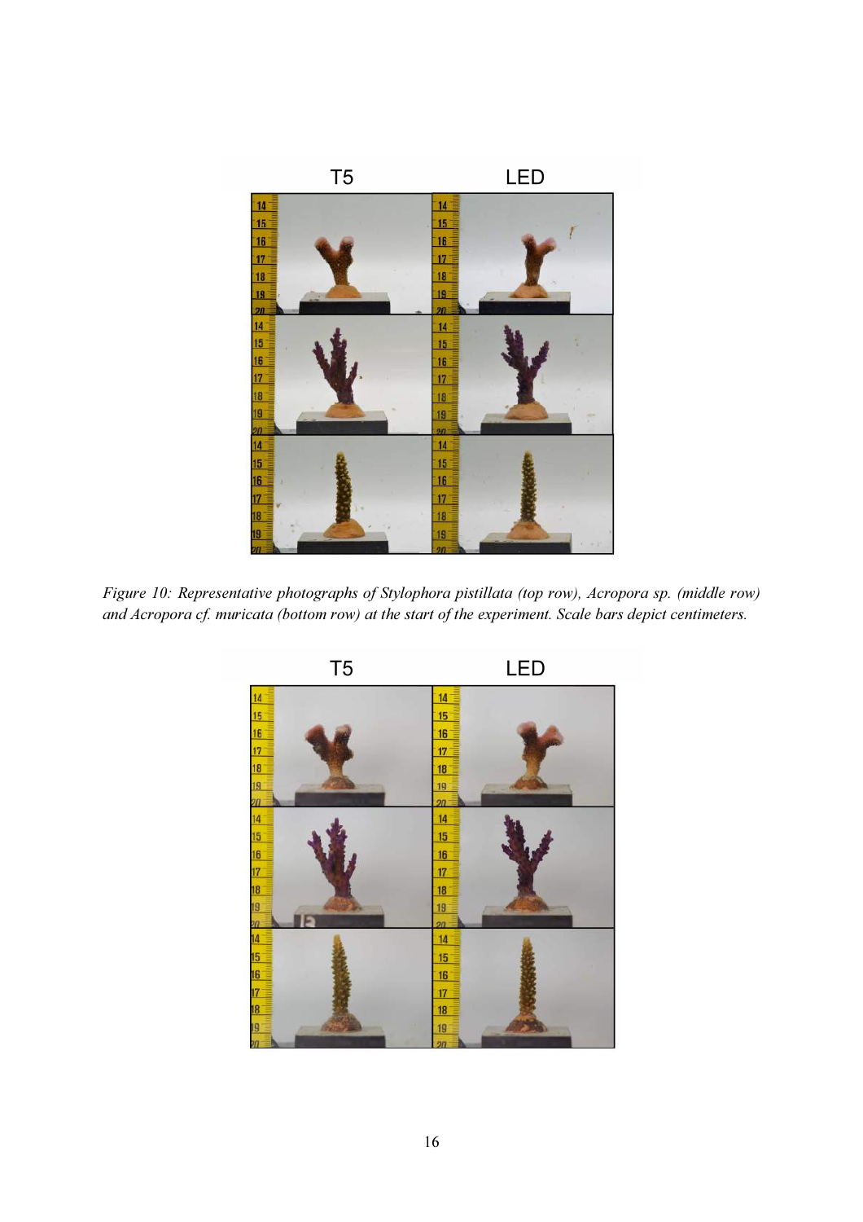*Figure 10: Representative photographs of Stylophora pistillata (top row), Acropora sp. (middle row) and Acropora cf. muricata (bottom row) at the start of the experiment. Scale bars depict centimeters.*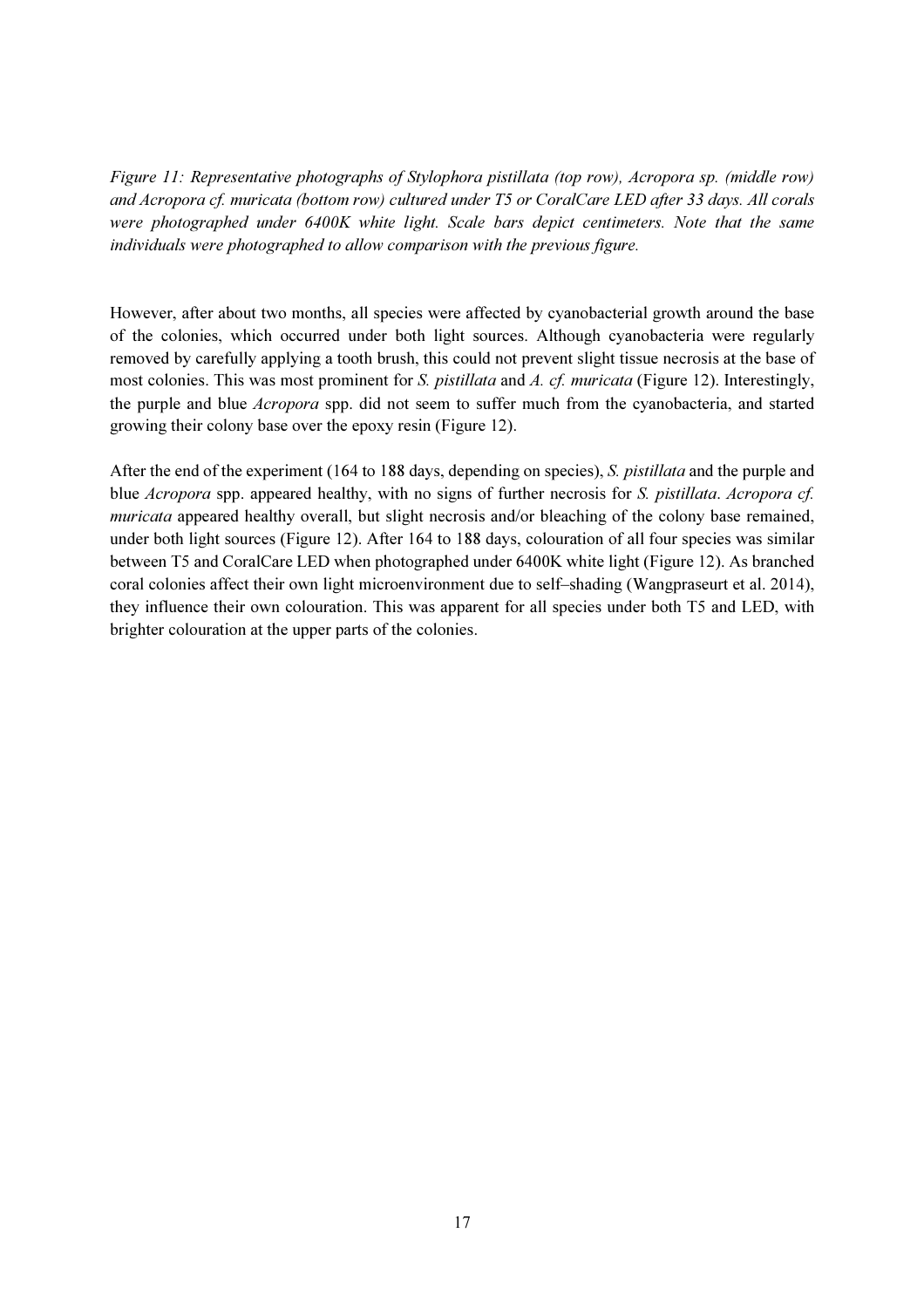*Figure 11: Representative photographs of Stylophora pistillata (top row), Acropora sp. (middle row) and Acropora cf. muricata (bottom row) cultured under T5 or CoralCare LED after 33 days. All corals were photographed under 6400K white light. Scale bars depict centimeters. Note that the same individuals were photographed to allow comparison with the previous figure.*

However, after about two months, all species were affected by cyanobacterial growth around the base of the colonies, which occurred under both light sources. Although cyanobacteria were regularly removed by carefully applying a tooth brush, this could not prevent slight tissue necrosis at the base of most colonies. This was most prominent for *S. pistillata* and *A. cf. muricata* (Figure 12). Interestingly, the purple and blue *Acropora* spp. did not seem to suffer much from the cyanobacteria, and started growing their colony base over the epoxy resin (Figure 12).

After the end of the experiment (164 to 188 days, depending on species), *S. pistillata* and the purple and blue *Acropora* spp. appeared healthy, with no signs of further necrosis for *S. pistillata*. *Acropora cf. muricata* appeared healthy overall, but slight necrosis and/or bleaching of the colony base remained, under both light sources (Figure 12). After 164 to 188 days, colouration of all four species was similar between T5 and CoralCare LED when photographed under 6400K white light (Figure 12). As branched coral colonies affect their own light microenvironment due to self–shading (Wangpraseurt et al. 2014), they influence their own colouration. This was apparent for all species under both T5 and LED, with brighter colouration at the upper parts of the colonies.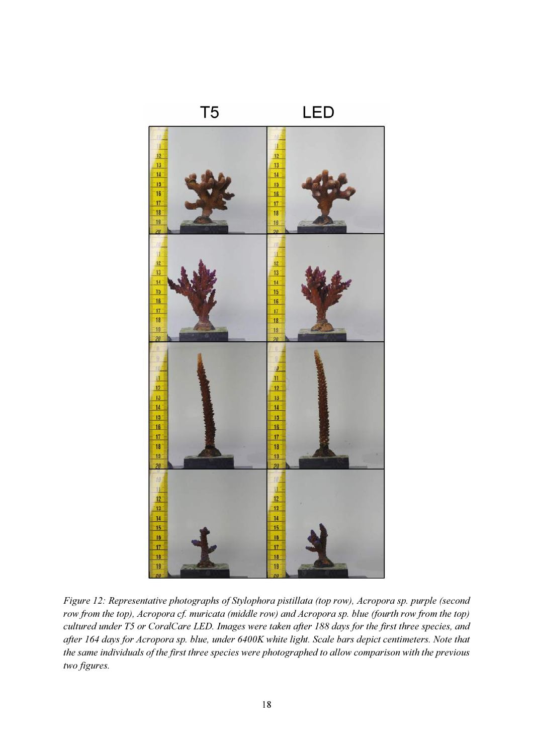*Figure 12: Representative photographs of Stylophora pistillata (top row), Acropora sp. purple (second row from the top), Acropora cf. muricata (middle row) and Acropora sp. blue (fourth row from the top) cultured under T5 or CoralCare LED. Images were taken after 188 days for the first three species, and after 164 days for Acropora sp. blue, under 6400K white light. Scale bars depict centimeters. Note that the same individuals of the first three species were photographed to allow comparison with the previous two figures.*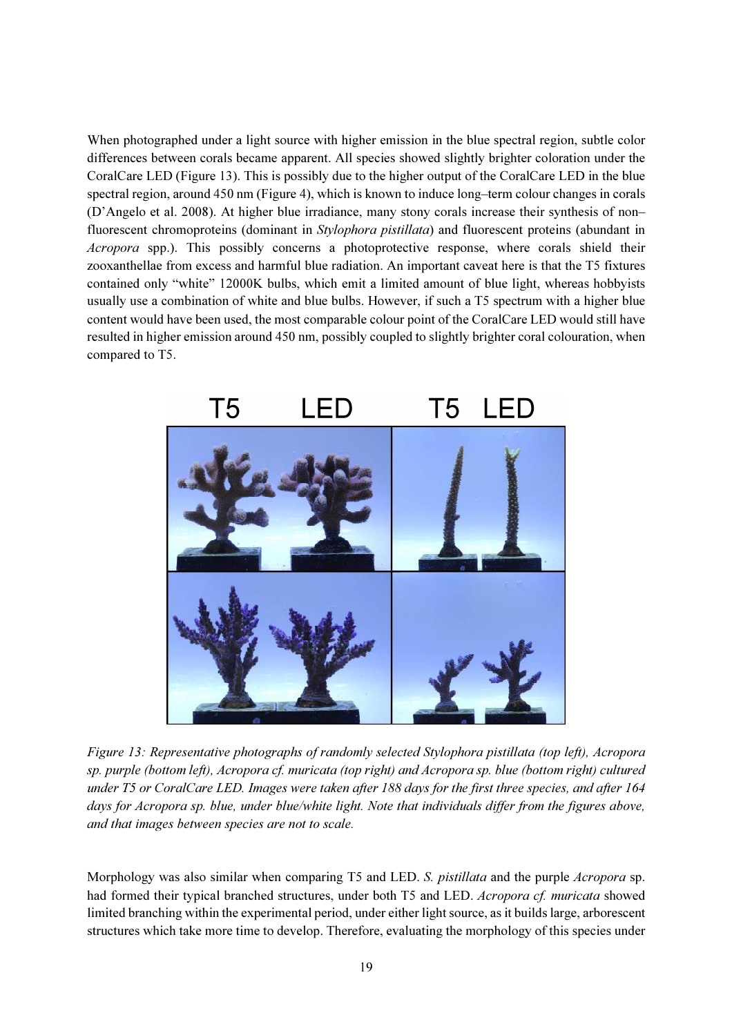When photographed under a light source with higher emission in the blue spectral region, subtle color differences between corals became apparent. All species showed slightly brighter coloration under the CoralCare LED (Figure 13). This is possibly due to the higher output of the CoralCare LED in the blue spectral region, around 450 nm (Figure 4), which is known to induce long–term colour changes in corals (D'Angelo et al. 2008). At higher blue irradiance, many stony corals increase their synthesis of non–fluorescent chromoproteins (dominant in *Stylophora pistillata*) and fluorescent proteins (abundant in *Acropora* spp.). This possibly concerns a photoprotective response, where corals shield their zooxanthellae from excess and harmful blue radiation. An important caveat here is that the T5 fixtures contained only "white" 12000K bulbs, which emit a limited amount of blue light, whereas hobbyists usually use a combination of white and blue bulbs. However, if such a T5 spectrum with a higher blue content would have been used, the most comparable colour point of the CoralCare LED would still have resulted in higher emission around 450 nm, possibly coupled to slightly brighter coral colouration, when compared to T5.

*Figure 13: Representative photographs of randomly selected Stylophora pistillata (top left), Acropora sp. purple (bottom left), Acropora cf. muricata (top right) and Acropora sp. blue (bottom right) cultured under T5 or CoralCare LED. Images were taken after 188 days for the first three species, and after 164 days for Acropora sp. blue, under blue/white light. Note that individuals differ from the figures above, and that images between species are not to scale.*

Morphology was also similar when comparing T5 and LED. *S. pistillata* and the purple *Acropora* sp. had formed their typical branched structures, under both T5 and LED. *Acropora cf. muricata* showed limited branching within the experimental period, under either light source, as it builds large, arborescent structures which take more time to develop. Therefore, evaluating the morphology of this species under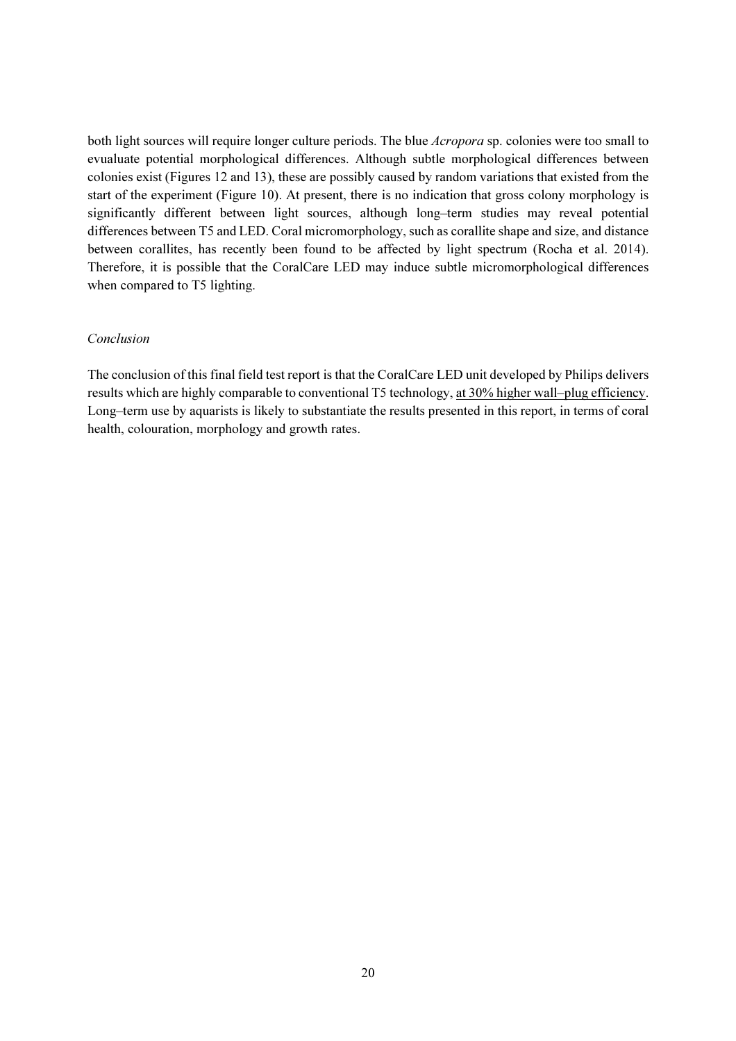both light sources will require longer culture periods. The blue *Acropora* sp. colonies were too small to evualuate potential morphological differences. Although subtle morphological differences between colonies exist (Figures 12 and 13), these are possibly caused by random variations that existed from the start of the experiment (Figure 10). At present, there is no indication that gross colony morphology is significantly different between light sources, although long–term studies may reveal potential differences between T5 and LED. Coral micromorphology, such as corallite shape and size, and distance between corallites, has recently been found to be affected by light spectrum (Rocha et al. 2014). Therefore, it is possible that the CoralCare LED may induce subtle micromorphological differences when compared to T5 lighting.

*Conclusion*

The conclusion of this final field test report is that the CoralCare LED unit developed by Philips delivers results which are highly comparable to conventional T5 technology, <u>at 30% higher wall–plug efficiency</u>. Long–term use by aquarists is likely to substantiate the results presented in this report, in terms of coral health, colouration, morphology and growth rates.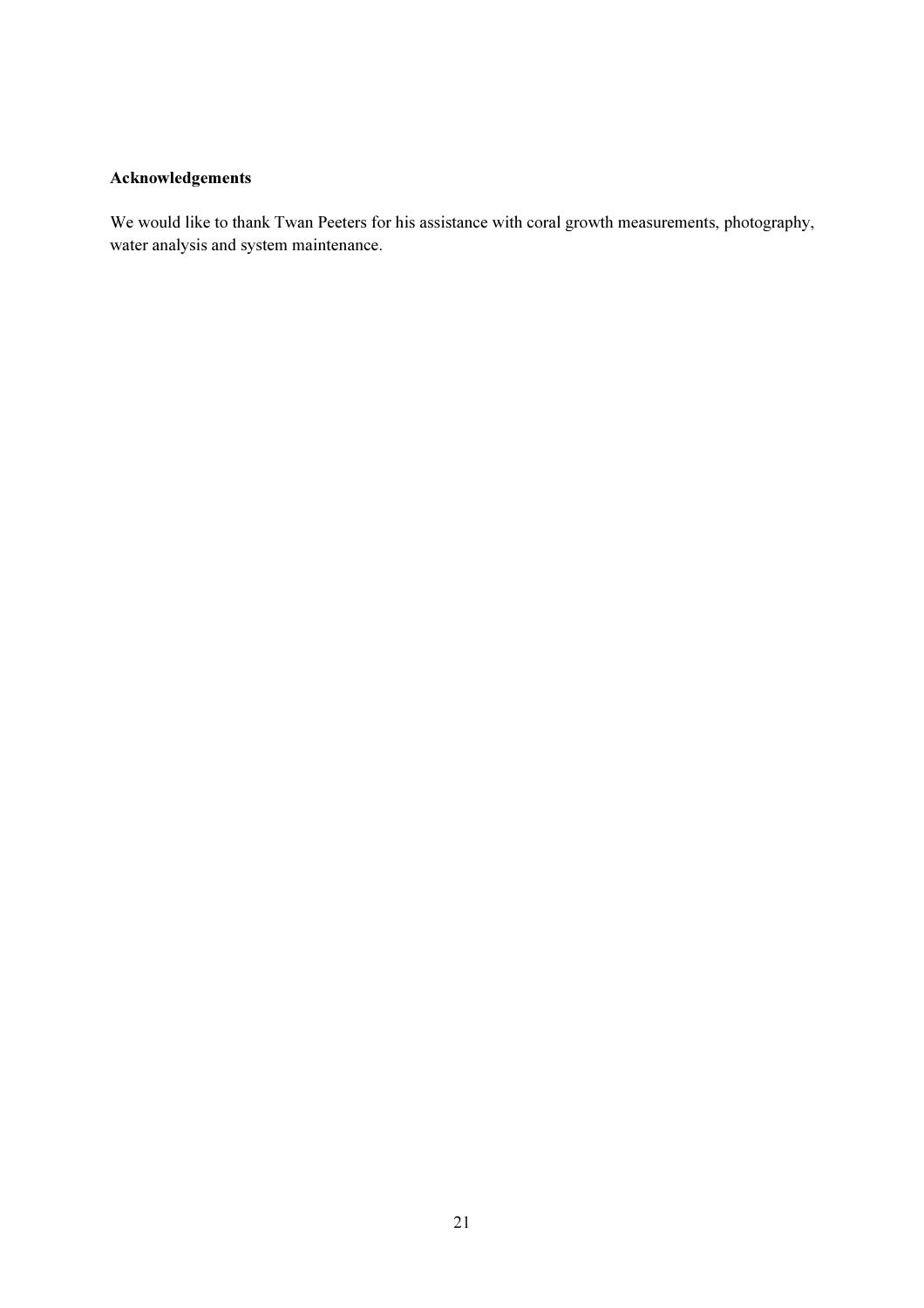## Acknowledgements

We would like to thank Twan Peeters for his assistance with coral growth measurements, photography, water analysis and system maintenance.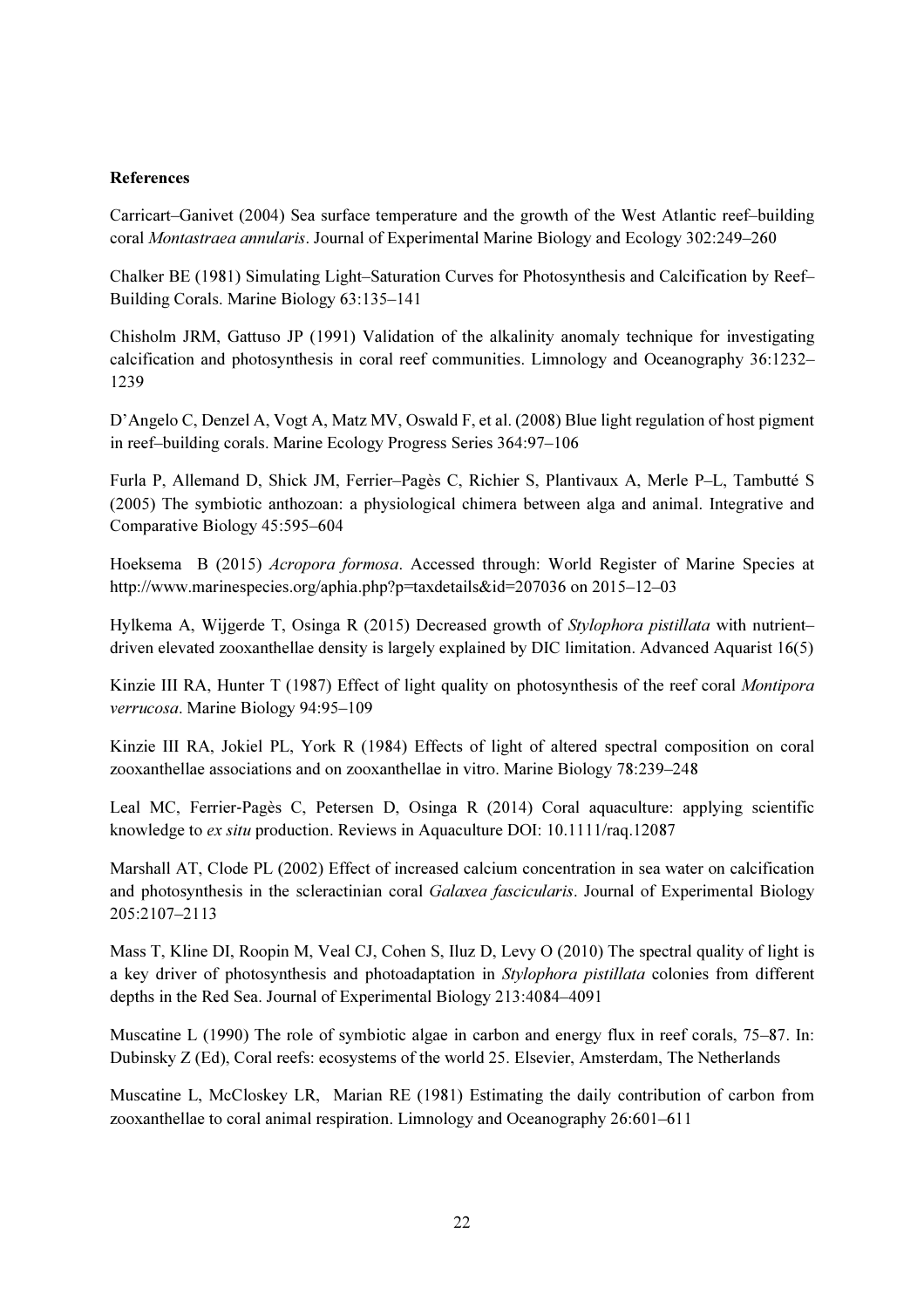**References**

Carricart–Ganivet (2004) Sea surface temperature and the growth of the West Atlantic reef–building coral *Montastraea annularis*. Journal of Experimental Marine Biology and Ecology 302:249–260

Chalker BE (1981) Simulating Light–Saturation Curves for Photosynthesis and Calcification by Reef–Building Corals. Marine Biology 63:135–141

Chisholm JRM, Gattuso JP (1991) Validation of the alkalinity anomaly technique for investigating calcification and photosynthesis in coral reef communities. Limnology and Oceanography 36:1232–1239

D'Angelo C, Denzel A, Vogt A, Matz MV, Oswald F, et al. (2008) Blue light regulation of host pigment in reef–building corals. Marine Ecology Progress Series 364:97–106

Furla P, Allemand D, Shick JM, Ferrier–Pagès C, Richier S, Plantivaux A, Merle P–L, Tambutté S (2005) The symbiotic anthozoan: a physiological chimera between alga and animal. Integrative and Comparative Biology 45:595–604

Hoeksema B (2015) *Acropora formosa*. Accessed through: World Register of Marine Species at http://www.marinespecies.org/aphia.php?p=taxdetails&id=207036 on 2015–12–03

Hylkema A, Wijgerde T, Osinga R (2015) Decreased growth of *Stylophora pistillata* with nutrient–driven elevated zooxanthellae density is largely explained by DIC limitation. Advanced Aquarist 16(5)

Kinzie III RA, Hunter T (1987) Effect of light quality on photosynthesis of the reef coral *Montipora verrucosa*. Marine Biology 94:95–109

Kinzie III RA, Jokiel PL, York R (1984) Effects of light of altered spectral composition on coral zooxanthellae associations and on zooxanthellae in vitro. Marine Biology 78:239–248

Leal MC, Ferrier-Pagès C, Petersen D, Osinga R (2014) Coral aquaculture: applying scientific knowledge to *ex situ* production. Reviews in Aquaculture DOI: 10.1111/raq.12087

Marshall AT, Clode PL (2002) Effect of increased calcium concentration in sea water on calcification and photosynthesis in the scleractinian coral *Galaxea fascicularis*. Journal of Experimental Biology 205:2107–2113

Mass T, Kline DI, Roopin M, Veal CJ, Cohen S, Iluz D, Levy O (2010) The spectral quality of light is a key driver of photosynthesis and photoadaptation in *Stylophora pistillata* colonies from different depths in the Red Sea. Journal of Experimental Biology 213:4084–4091

Muscatine L (1990) The role of symbiotic algae in carbon and energy flux in reef corals, 75–87. In: Dubinsky Z (Ed), Coral reefs: ecosystems of the world 25. Elsevier, Amsterdam, The Netherlands

Muscatine L, McCloskey LR, Marian RE (1981) Estimating the daily contribution of carbon from zooxanthellae to coral animal respiration. Limnology and Oceanography 26:601–611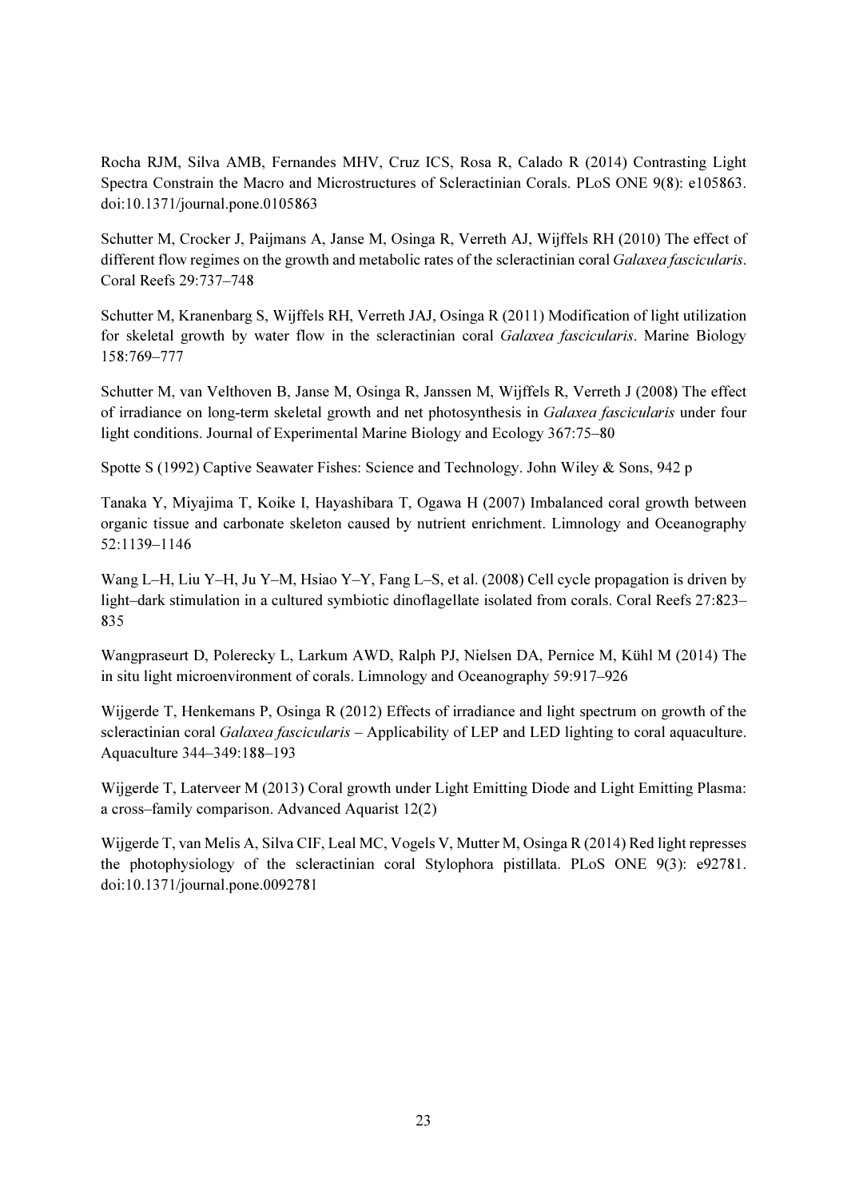Rocha RJM, Silva AMB, Fernandes MHV, Cruz ICS, Rosa R, Calado R (2014) Contrasting Light Spectra Constrain the Macro and Microstructures of Scleractinian Corals. PLoS ONE 9(8): e105863. doi:10.1371/journal.pone.0105863

Schutter M, Crocker J, Paijmans A, Janse M, Osinga R, Verreth AJ, Wijffels RH (2010) The effect of different flow regimes on the growth and metabolic rates of the scleractinian coral *Galaxea fascicularis*. Coral Reefs 29:737–748

Schutter M, Kranenbarg S, Wijffels RH, Verreth JAJ, Osinga R (2011) Modification of light utilization for skeletal growth by water flow in the scleractinian coral *Galaxea fascicularis*. Marine Biology 158:769–777

Schutter M, van Velthoven B, Janse M, Osinga R, Janssen M, Wijffels R, Verreth J (2008) The effect of irradiance on long-term skeletal growth and net photosynthesis in *Galaxea fascicularis* under four light conditions. Journal of Experimental Marine Biology and Ecology 367:75–80

Spotte S (1992) Captive Seawater Fishes: Science and Technology. John Wiley & Sons, 942 p

Tanaka Y, Miyajima T, Koike I, Hayashibara T, Ogawa H (2007) Imbalanced coral growth between organic tissue and carbonate skeleton caused by nutrient enrichment. Limnology and Oceanography 52:1139–1146

Wang L–H, Liu Y–H, Ju Y–M, Hsiao Y–Y, Fang L–S, et al. (2008) Cell cycle propagation is driven by light–dark stimulation in a cultured symbiotic dinoflagellate isolated from corals. Coral Reefs 27:823–835

Wangpraseurt D, Polerecky L, Larkum AWD, Ralph PJ, Nielsen DA, Pernice M, Kühl M (2014) The in situ light microenvironment of corals. Limnology and Oceanography 59:917–926

Wijgerde T, Henkemans P, Osinga R (2012) Effects of irradiance and light spectrum on growth of the scleractinian coral *Galaxea fascicularis* – Applicability of LEP and LED lighting to coral aquaculture. Aquaculture 344–349:188–193

Wijgerde T, Laterveer M (2013) Coral growth under Light Emitting Diode and Light Emitting Plasma: a cross–family comparison. Advanced Aquarist 12(2)

Wijgerde T, van Melis A, Silva CIF, Leal MC, Vogels V, Mutter M, Osinga R (2014) Red light represses the photophysiology of the scleractinian coral Stylophora pistillata. PLoS ONE 9(3): e92781. doi:10.1371/journal.pone.0092781